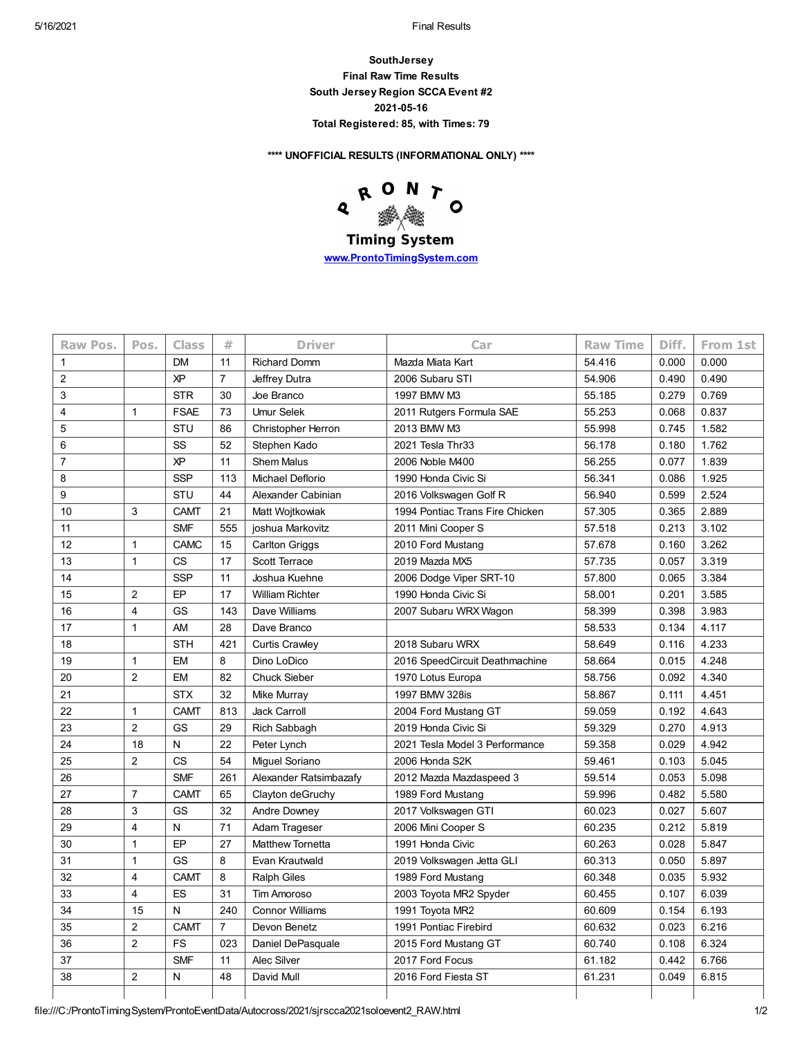**SouthJersey**

**Final Raw Time Results**

**South Jersey Region SCCA Event #2**

**2021-05-16**

**Total Registered: 85, with Times: 79**

**\*\*\*\* UNOFFICIAL RESULTS (INFORMATIONAL ONLY) \*\*\*\***

PRONTO Timing System

[www.ProntoTimingSystem.com](http://www.ProntoTimingSystem.com)

| Raw Pos. | Pos. | Class | # | Driver | Car | Raw Time | Diff. | From 1st |
|---|---|---|---|---|---|---|---|---|
| 1 | | DM | 11 | Richard Domm | Mazda Miata Kart | 54.416 | 0.000 | 0.000 |
| 2 | | XP | 7 | Jeffrey Dutra | 2006 Subaru STI | 54.906 | 0.490 | 0.490 |
| 3 | | STR | 30 | Joe Branco | 1997 BMW M3 | 55.185 | 0.279 | 0.769 |
| 4 | 1 | FSAE | 73 | Umur Selek | 2011 Rutgers Formula SAE | 55.253 | 0.068 | 0.837 |
| 5 | | STU | 86 | Christopher Herron | 2013 BMW M3 | 55.998 | 0.745 | 1.582 |
| 6 | | SS | 52 | Stephen Kado | 2021 Tesla Thr33 | 56.178 | 0.180 | 1.762 |
| 7 | | XP | 11 | Shem Malus | 2006 Noble M400 | 56.255 | 0.077 | 1.839 |
| 8 | | SSP | 113 | Michael Deflorio | 1990 Honda Civic Si | 56.341 | 0.086 | 1.925 |
| 9 | | STU | 44 | Alexander Cabinian | 2016 Volkswagen Golf R | 56.940 | 0.599 | 2.524 |
| 10 | 3 | CAMT | 21 | Matt Wojtkowiak | 1994 Pontiac Trans Fire Chicken | 57.305 | 0.365 | 2.889 |
| 11 | | SMF | 555 | joshua Markovitz | 2011 Mini Cooper S | 57.518 | 0.213 | 3.102 |
| 12 | 1 | CAMC | 15 | Carlton Griggs | 2010 Ford Mustang | 57.678 | 0.160 | 3.262 |
| 13 | 1 | CS | 17 | Scott Terrace | 2019 Mazda MX5 | 57.735 | 0.057 | 3.319 |
| 14 | | SSP | 11 | Joshua Kuehne | 2006 Dodge Viper SRT-10 | 57.800 | 0.065 | 3.384 |
| 15 | 2 | EP | 17 | William Richter | 1990 Honda Civic Si | 58.001 | 0.201 | 3.585 |
| 16 | 4 | GS | 143 | Dave Williams | 2007 Subaru WRX Wagon | 58.399 | 0.398 | 3.983 |
| 17 | 1 | AM | 28 | Dave Branco | | 58.533 | 0.134 | 4.117 |
| 18 | | STH | 421 | Curtis Crawley | 2018 Subaru WRX | 58.649 | 0.116 | 4.233 |
| 19 | 1 | EM | 8 | Dino LoDico | 2016 SpeedCircuit Deathmachine | 58.664 | 0.015 | 4.248 |
| 20 | 2 | EM | 82 | Chuck Sieber | 1970 Lotus Europa | 58.756 | 0.092 | 4.340 |
| 21 | | STX | 32 | Mike Murray | 1997 BMW 328is | 58.867 | 0.111 | 4.451 |
| 22 | 1 | CAMT | 813 | Jack Carroll | 2004 Ford Mustang GT | 59.059 | 0.192 | 4.643 |
| 23 | 2 | GS | 29 | Rich Sabbagh | 2019 Honda Civic Si | 59.329 | 0.270 | 4.913 |
| 24 | 18 | N | 22 | Peter Lynch | 2021 Tesla Model 3 Performance | 59.358 | 0.029 | 4.942 |
| 25 | 2 | CS | 54 | Miguel Soriano | 2006 Honda S2K | 59.461 | 0.103 | 5.045 |
| 26 | | SMF | 261 | Alexander Ratsimbazafy | 2012 Mazda Mazdaspeed 3 | 59.514 | 0.053 | 5.098 |
| 27 | 7 | CAMT | 65 | Clayton deGruchy | 1989 Ford Mustang | 59.996 | 0.482 | 5.580 |
| 28 | 3 | GS | 32 | Andre Downey | 2017 Volkswagen GTI | 60.023 | 0.027 | 5.607 |
| 29 | 4 | N | 71 | Adam Trageser | 2006 Mini Cooper S | 60.235 | 0.212 | 5.819 |
| 30 | 1 | EP | 27 | Matthew Tornetta | 1991 Honda Civic | 60.263 | 0.028 | 5.847 |
| 31 | 1 | GS | 8 | Evan Krautwald | 2019 Volkswagen Jetta GLI | 60.313 | 0.050 | 5.897 |
| 32 | 4 | CAMT | 8 | Ralph Giles | 1989 Ford Mustang | 60.348 | 0.035 | 5.932 |
| 33 | 4 | ES | 31 | Tim Amoroso | 2003 Toyota MR2 Spyder | 60.455 | 0.107 | 6.039 |
| 34 | 15 | N | 240 | Connor Williams | 1991 Toyota MR2 | 60.609 | 0.154 | 6.193 |
| 35 | 2 | CAMT | 7 | Devon Benetz | 1991 Pontiac Firebird | 60.632 | 0.023 | 6.216 |
| 36 | 2 | FS | 023 | Daniel DePasquale | 2015 Ford Mustang GT | 60.740 | 0.108 | 6.324 |
| 37 | | SMF | 11 | Alec Silver | 2017 Ford Focus | 61.182 | 0.442 | 6.766 |
| 38 | 2 | N | 48 | David Mull | 2016 Ford Fiesta ST | 61.231 | 0.049 | 6.815 |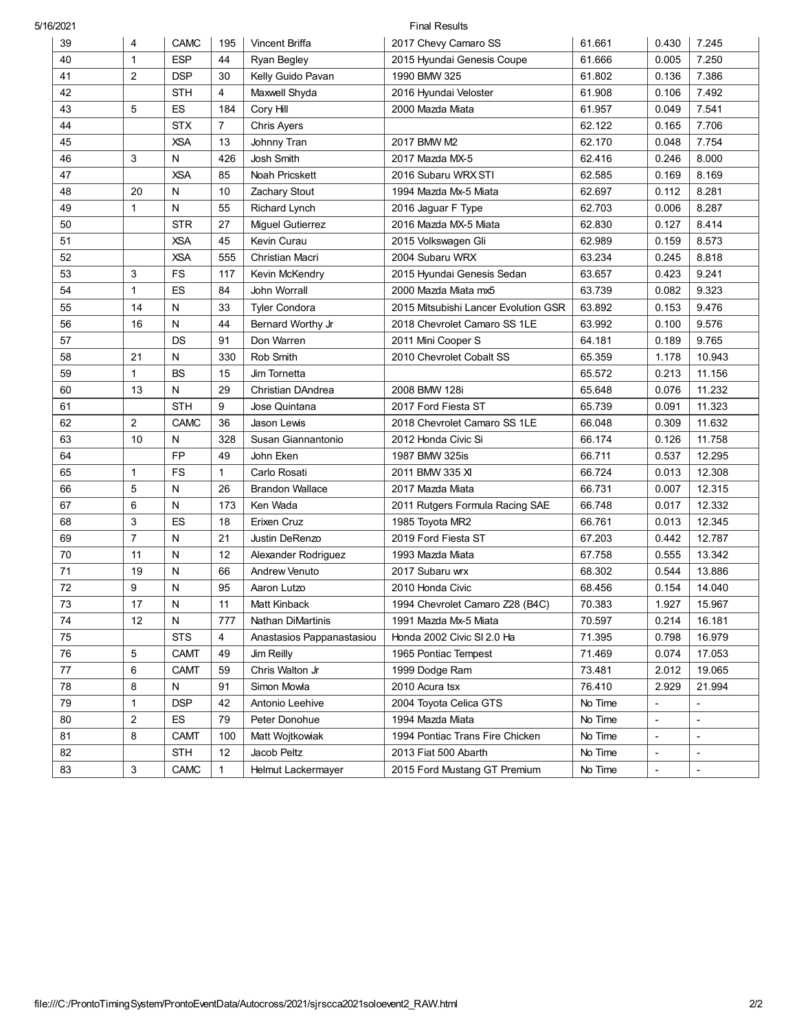| | | | | | | | | |
|---|---|---|---|---|---|---|---|---|
| 39 | 4 | CAMC | 195 | Vincent Briffa | 2017 Chevy Camaro SS | 61.661 | 0.430 | 7.245 |
| 40 | 1 | ESP | 44 | Ryan Begley | 2015 Hyundai Genesis Coupe | 61.666 | 0.005 | 7.250 |
| 41 | 2 | DSP | 30 | Kelly Guido Pavan | 1990 BMW 325 | 61.802 | 0.136 | 7.386 |
| 42 | | STH | 4 | Maxwell Shyda | 2016 Hyundai Veloster | 61.908 | 0.106 | 7.492 |
| 43 | 5 | ES | 184 | Cory Hill | 2000 Mazda Miata | 61.957 | 0.049 | 7.541 |
| 44 | | STX | 7 | Chris Ayers | | 62.122 | 0.165 | 7.706 |
| 45 | | XSA | 13 | Johnny Tran | 2017 BMW M2 | 62.170 | 0.048 | 7.754 |
| 46 | 3 | N | 426 | Josh Smith | 2017 Mazda MX-5 | 62.416 | 0.246 | 8.000 |
| 47 | | XSA | 85 | Noah Pricskett | 2016 Subaru WRX STI | 62.585 | 0.169 | 8.169 |
| 48 | 20 | N | 10 | Zachary Stout | 1994 Mazda Mx-5 Miata | 62.697 | 0.112 | 8.281 |
| 49 | 1 | N | 55 | Richard Lynch | 2016 Jaguar F Type | 62.703 | 0.006 | 8.287 |
| 50 | | STR | 27 | Miguel Gutierrez | 2016 Mazda MX-5 Miata | 62.830 | 0.127 | 8.414 |
| 51 | | XSA | 45 | Kevin Curau | 2015 Volkswagen Gli | 62.989 | 0.159 | 8.573 |
| 52 | | XSA | 555 | Christian Macri | 2004 Subaru WRX | 63.234 | 0.245 | 8.818 |
| 53 | 3 | FS | 117 | Kevin McKendry | 2015 Hyundai Genesis Sedan | 63.657 | 0.423 | 9.241 |
| 54 | 1 | ES | 84 | John Worrall | 2000 Mazda Miata mx5 | 63.739 | 0.082 | 9.323 |
| 55 | 14 | N | 33 | Tyler Condora | 2015 Mitsubishi Lancer Evolution GSR | 63.892 | 0.153 | 9.476 |
| 56 | 16 | N | 44 | Bernard Worthy Jr | 2018 Chevrolet Camaro SS 1LE | 63.992 | 0.100 | 9.576 |
| 57 | | DS | 91 | Don Warren | 2011 Mini Cooper S | 64.181 | 0.189 | 9.765 |
| 58 | 21 | N | 330 | Rob Smith | 2010 Chevrolet Cobalt SS | 65.359 | 1.178 | 10.943 |
| 59 | 1 | BS | 15 | Jim Tornetta | | 65.572 | 0.213 | 11.156 |
| 60 | 13 | N | 29 | Christian DAndrea | 2008 BMW 128i | 65.648 | 0.076 | 11.232 |
| 61 | | STH | 9 | Jose Quintana | 2017 Ford Fiesta ST | 65.739 | 0.091 | 11.323 |
| 62 | 2 | CAMC | 36 | Jason Lewis | 2018 Chevrolet Camaro SS 1LE | 66.048 | 0.309 | 11.632 |
| 63 | 10 | N | 328 | Susan Giannantonio | 2012 Honda Civic Si | 66.174 | 0.126 | 11.758 |
| 64 | | FP | 49 | John Eken | 1987 BMW 325is | 66.711 | 0.537 | 12.295 |
| 65 | 1 | FS | 1 | Carlo Rosati | 2011 BMW 335 XI | 66.724 | 0.013 | 12.308 |
| 66 | 5 | N | 26 | Brandon Wallace | 2017 Mazda Miata | 66.731 | 0.007 | 12.315 |
| 67 | 6 | N | 173 | Ken Wada | 2011 Rutgers Formula Racing SAE | 66.748 | 0.017 | 12.332 |
| 68 | 3 | ES | 18 | Erixen Cruz | 1985 Toyota MR2 | 66.761 | 0.013 | 12.345 |
| 69 | 7 | N | 21 | Justin DeRenzo | 2019 Ford Fiesta ST | 67.203 | 0.442 | 12.787 |
| 70 | 11 | N | 12 | Alexander Rodriguez | 1993 Mazda Miata | 67.758 | 0.555 | 13.342 |
| 71 | 19 | N | 66 | Andrew Venuto | 2017 Subaru wrx | 68.302 | 0.544 | 13.886 |
| 72 | 9 | N | 95 | Aaron Lutzo | 2010 Honda Civic | 68.456 | 0.154 | 14.040 |
| 73 | 17 | N | 11 | Matt Kinback | 1994 Chevrolet Camaro Z28 (B4C) | 70.383 | 1.927 | 15.967 |
| 74 | 12 | N | 777 | Nathan DiMartinis | 1991 Mazda Mx-5 Miata | 70.597 | 0.214 | 16.181 |
| 75 | | STS | 4 | Anastasios Pappanastasiou | Honda 2002 Civic SI 2.0 Ha | 71.395 | 0.798 | 16.979 |
| 76 | 5 | CAMT | 49 | Jim Reilly | 1965 Pontiac Tempest | 71.469 | 0.074 | 17.053 |
| 77 | 6 | CAMT | 59 | Chris Walton Jr | 1999 Dodge Ram | 73.481 | 2.012 | 19.065 |
| 78 | 8 | N | 91 | Simon Mowla | 2010 Acura tsx | 76.410 | 2.929 | 21.994 |
| 79 | 1 | DSP | 42 | Antonio Leehive | 2004 Toyota Celica GTS | No Time | - | - |
| 80 | 2 | ES | 79 | Peter Donohue | 1994 Mazda Miata | No Time | - | - |
| 81 | 8 | CAMT | 100 | Matt Wojtkowiak | 1994 Pontiac Trans Fire Chicken | No Time | - | - |
| 82 | | STH | 12 | Jacob Peltz | 2013 Fiat 500 Abarth | No Time | - | - |
| 83 | 3 | CAMC | 1 | Helmut Lackermayer | 2015 Ford Mustang GT Premium | No Time | - | - |